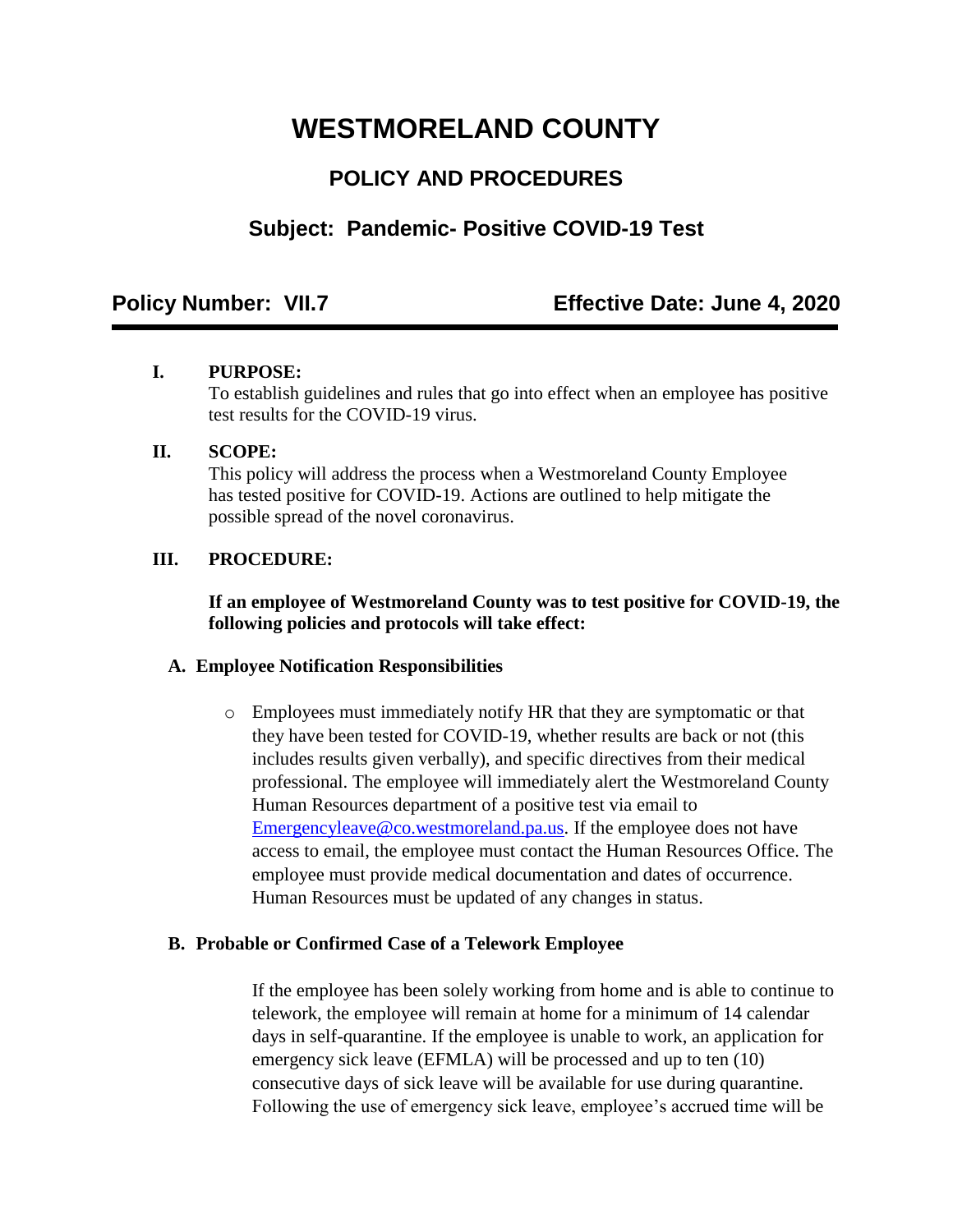# WESTMORELAND COUNTY

## POLICY AND PROCEDURES

### Subject: Pandemic- Positive COVID-19 Test

**Policy Number: VII.7** **Effective Date: June 4, 2020**

---

**I. PURPOSE:**

To establish guidelines and rules that go into effect when an employee has positive test results for the COVID-19 virus.

**II. SCOPE:**

This policy will address the process when a Westmoreland County Employee has tested positive for COVID-19. Actions are outlined to help mitigate the possible spread of the novel coronavirus.

**III. PROCEDURE:**

**If an employee of Westmoreland County was to test positive for COVID-19, the following policies and protocols will take effect:**

**A. Employee Notification Responsibilities**

- Employees must immediately notify HR that they are symptomatic or that they have been tested for COVID-19, whether results are back or not (this includes results given verbally), and specific directives from their medical professional. The employee will immediately alert the Westmoreland County Human Resources department of a positive test via email to Emergencyleave@co.westmoreland.pa.us. If the employee does not have access to email, the employee must contact the Human Resources Office. The employee must provide medical documentation and dates of occurrence. Human Resources must be updated of any changes in status.

**B. Probable or Confirmed Case of a Telework Employee**

If the employee has been solely working from home and is able to continue to telework, the employee will remain at home for a minimum of 14 calendar days in self-quarantine. If the employee is unable to work, an application for emergency sick leave (EFMLA) will be processed and up to ten (10) consecutive days of sick leave will be available for use during quarantine. Following the use of emergency sick leave, employee's accrued time will be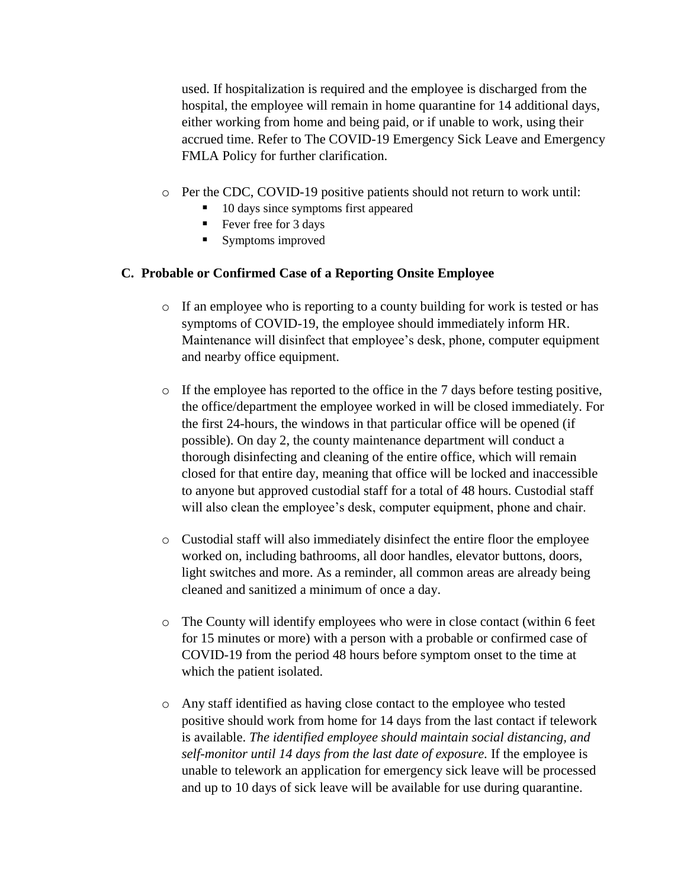used. If hospitalization is required and the employee is discharged from the hospital, the employee will remain in home quarantine for 14 additional days, either working from home and being paid, or if unable to work, using their accrued time. Refer to The COVID-19 Emergency Sick Leave and Emergency FMLA Policy for further clarification.

- Per the CDC, COVID-19 positive patients should not return to work until:
  - 10 days since symptoms first appeared
  - Fever free for 3 days
  - Symptoms improved

### C. Probable or Confirmed Case of a Reporting Onsite Employee

- If an employee who is reporting to a county building for work is tested or has symptoms of COVID-19, the employee should immediately inform HR. Maintenance will disinfect that employee's desk, phone, computer equipment and nearby office equipment.

- If the employee has reported to the office in the 7 days before testing positive, the office/department the employee worked in will be closed immediately. For the first 24-hours, the windows in that particular office will be opened (if possible). On day 2, the county maintenance department will conduct a thorough disinfecting and cleaning of the entire office, which will remain closed for that entire day, meaning that office will be locked and inaccessible to anyone but approved custodial staff for a total of 48 hours. Custodial staff will also clean the employee's desk, computer equipment, phone and chair.

- Custodial staff will also immediately disinfect the entire floor the employee worked on, including bathrooms, all door handles, elevator buttons, doors, light switches and more. As a reminder, all common areas are already being cleaned and sanitized a minimum of once a day.

- The County will identify employees who were in close contact (within 6 feet for 15 minutes or more) with a person with a probable or confirmed case of COVID-19 from the period 48 hours before symptom onset to the time at which the patient isolated.

- Any staff identified as having close contact to the employee who tested positive should work from home for 14 days from the last contact if telework is available. *The identified employee should maintain social distancing, and self-monitor until 14 days from the last date of exposure.* If the employee is unable to telework an application for emergency sick leave will be processed and up to 10 days of sick leave will be available for use during quarantine.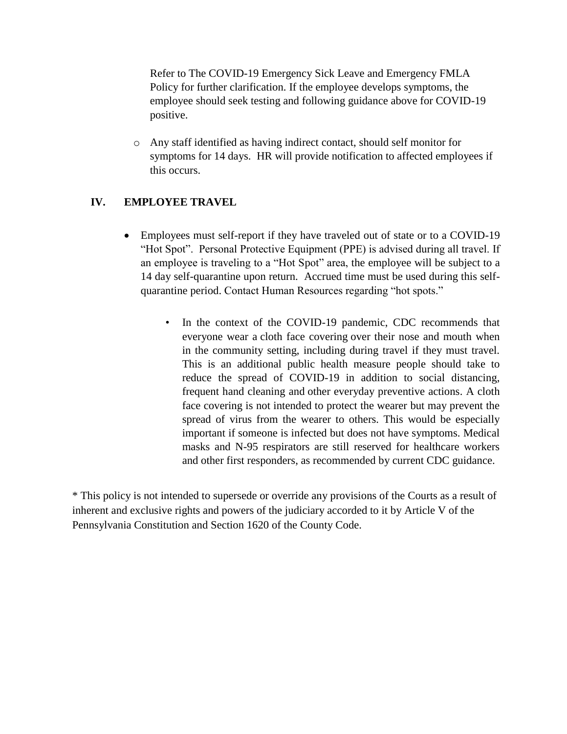Refer to The COVID-19 Emergency Sick Leave and Emergency FMLA Policy for further clarification. If the employee develops symptoms, the employee should seek testing and following guidance above for COVID-19 positive.

- Any staff identified as having indirect contact, should self monitor for symptoms for 14 days. HR will provide notification to affected employees if this occurs.

## IV. EMPLOYEE TRAVEL

- Employees must self-report if they have traveled out of state or to a COVID-19 "Hot Spot". Personal Protective Equipment (PPE) is advised during all travel. If an employee is traveling to a "Hot Spot" area, the employee will be subject to a 14 day self-quarantine upon return. Accrued time must be used during this self-quarantine period. Contact Human Resources regarding "hot spots."

  - In the context of the COVID-19 pandemic, CDC recommends that everyone wear a cloth face covering over their nose and mouth when in the community setting, including during travel if they must travel. This is an additional public health measure people should take to reduce the spread of COVID-19 in addition to social distancing, frequent hand cleaning and other everyday preventive actions. A cloth face covering is not intended to protect the wearer but may prevent the spread of virus from the wearer to others. This would be especially important if someone is infected but does not have symptoms. Medical masks and N-95 respirators are still reserved for healthcare workers and other first responders, as recommended by current CDC guidance.

* This policy is not intended to supersede or override any provisions of the Courts as a result of inherent and exclusive rights and powers of the judiciary accorded to it by Article V of the Pennsylvania Constitution and Section 1620 of the County Code.